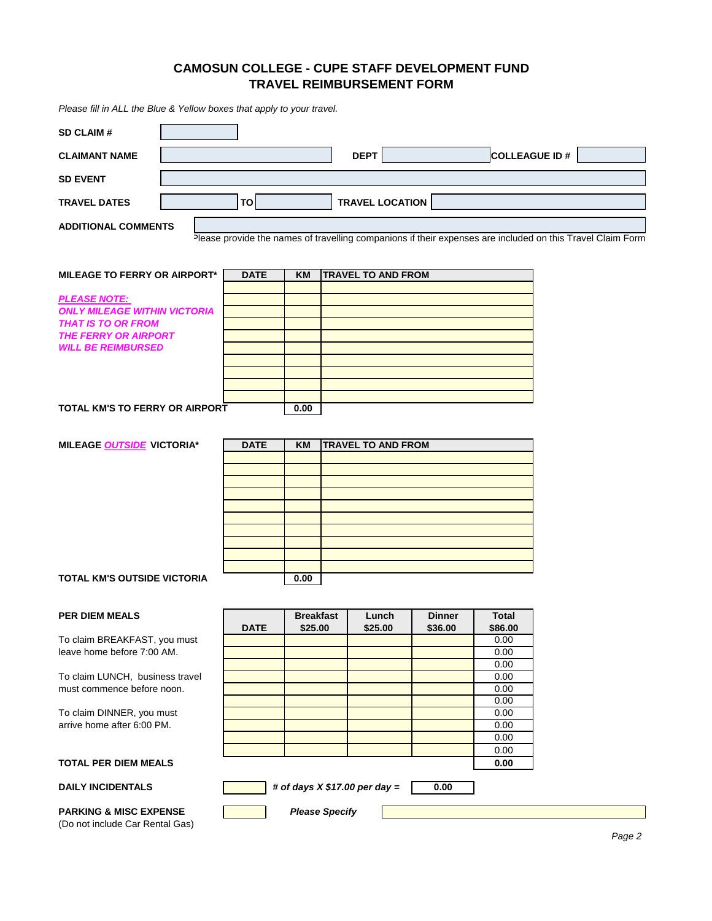# CAMOSUN COLLEGE - CUPE STAFF DEVELOPMENT FUND
## TRAVEL REIMBURSEMENT FORM

*Please fill in ALL the Blue & Yellow boxes that apply to your travel.*

| | | | | | |
|---|---|---|---|---|---|
| **SD CLAIM #** | | | | | |
| **CLAIMANT NAME** | | **DEPT** | | **COLLEAGUE ID #** | |
| **SD EVENT** | | | | | |
| **TRAVEL DATES** | | **TO** | | **TRAVEL LOCATION** | |
| **ADDITIONAL COMMENTS** | | | | | |

Please provide the names of travelling companions if their expenses are included on this Travel Claim Form

**MILEAGE TO FERRY OR AIRPORT***

***PLEASE NOTE:***
***ONLY MILEAGE WITHIN VICTORIA THAT IS TO OR FROM THE FERRY OR AIRPORT WILL BE REIMBURSED***

| DATE | KM | TRAVEL TO AND FROM |
|---|---|---|
| | | |
| | | |
| | | |
| | | |
| | | |
| | | |
| | | |
| | | |
| | | |
| | | |
| **TOTAL KM'S TO FERRY OR AIRPORT** | **0.00** | |

**MILEAGE *OUTSIDE* VICTORIA***

| DATE | KM | TRAVEL TO AND FROM |
|---|---|---|
| | | |
| | | |
| | | |
| | | |
| | | |
| | | |
| | | |
| | | |
| | | |
| | | |
| **TOTAL KM'S OUTSIDE VICTORIA** | **0.00** | |

**PER DIEM MEALS**

To claim BREAKFAST, you must leave home before 7:00 AM.

To claim LUNCH, business travel must commence before noon.

To claim DINNER, you must arrive home after 6:00 PM.

| DATE | Breakfast $25.00 | Lunch $25.00 | Dinner $36.00 | Total $86.00 |
|---|---|---|---|---|
| | | | | 0.00 |
| | | | | 0.00 |
| | | | | 0.00 |
| | | | | 0.00 |
| | | | | 0.00 |
| | | | | 0.00 |
| | | | | 0.00 |
| | | | | 0.00 |
| | | | | 0.00 |
| | | | | 0.00 |
| **TOTAL PER DIEM MEALS** | | | | **0.00** |

**DAILY INCIDENTALS** ______ *# of days X $17.00 per day =* **0.00**

**PARKING & MISC EXPENSE** ______ ***Please Specify*** ______
(Do not include Car Rental Gas)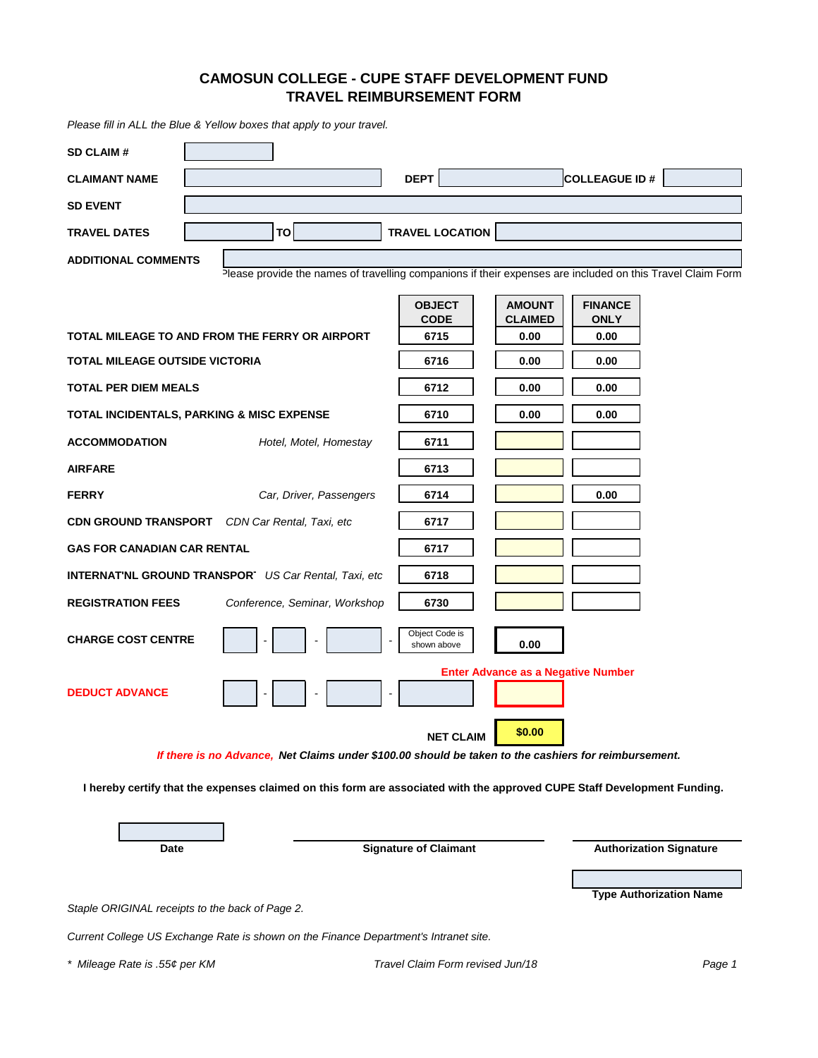# CAMOSUN COLLEGE - CUPE STAFF DEVELOPMENT FUND
## TRAVEL REIMBURSEMENT FORM

*Please fill in ALL the Blue & Yellow boxes that apply to your travel.*

**SD CLAIM #**

**CLAIMANT NAME** | **DEPT** | **COLLEAGUE ID #**

**SD EVENT**

**TRAVEL DATES** | **TO** | **TRAVEL LOCATION**

**ADDITIONAL COMMENTS**

Please provide the names of travelling companions if their expenses are included on this Travel Claim Form

| | | OBJECT CODE | AMOUNT CLAIMED | FINANCE ONLY |
|---|---|---|---|---|
| **TOTAL MILEAGE TO AND FROM THE FERRY OR AIRPORT** | | 6715 | 0.00 | 0.00 |
| **TOTAL MILEAGE OUTSIDE VICTORIA** | | 6716 | 0.00 | 0.00 |
| **TOTAL PER DIEM MEALS** | | 6712 | 0.00 | 0.00 |
| **TOTAL INCIDENTALS, PARKING & MISC EXPENSE** | | 6710 | 0.00 | 0.00 |
| **ACCOMMODATION** | *Hotel, Motel, Homestay* | 6711 | | |
| **AIRFARE** | | 6713 | | |
| **FERRY** | *Car, Driver, Passengers* | 6714 | | 0.00 |
| **CDN GROUND TRANSPORT** | *CDN Car Rental, Taxi, etc* | 6717 | | |
| **GAS FOR CANADIAN CAR RENTAL** | | 6717 | | |
| **INTERNAT'NL GROUND TRANSPORT** | *US Car Rental, Taxi, etc* | 6718 | | |
| **REGISTRATION FEES** | *Conference, Seminar, Workshop* | 6730 | | |

**CHARGE COST CENTRE** ___ - ___ - ___ - Object Code is shown above | **0.00**

**Enter Advance as a Negative Number**

**DEDUCT ADVANCE** ___ - ___ - ___ - ___

**NET CLAIM** **$0.00**

***If there is no Advance, Net Claims under $100.00 should be taken to the cashiers for reimbursement.***

**I hereby certify that the expenses claimed on this form are associated with the approved CUPE Staff Development Funding.**

**Date** | **Signature of Claimant** | **Authorization Signature**

**Type Authorization Name**

*Staple ORIGINAL receipts to the back of Page 2.*

*Current College US Exchange Rate is shown on the Finance Department's Intranet site.*

*\* Mileage Rate is .55¢ per KM*

*Travel Claim Form revised Jun/18*